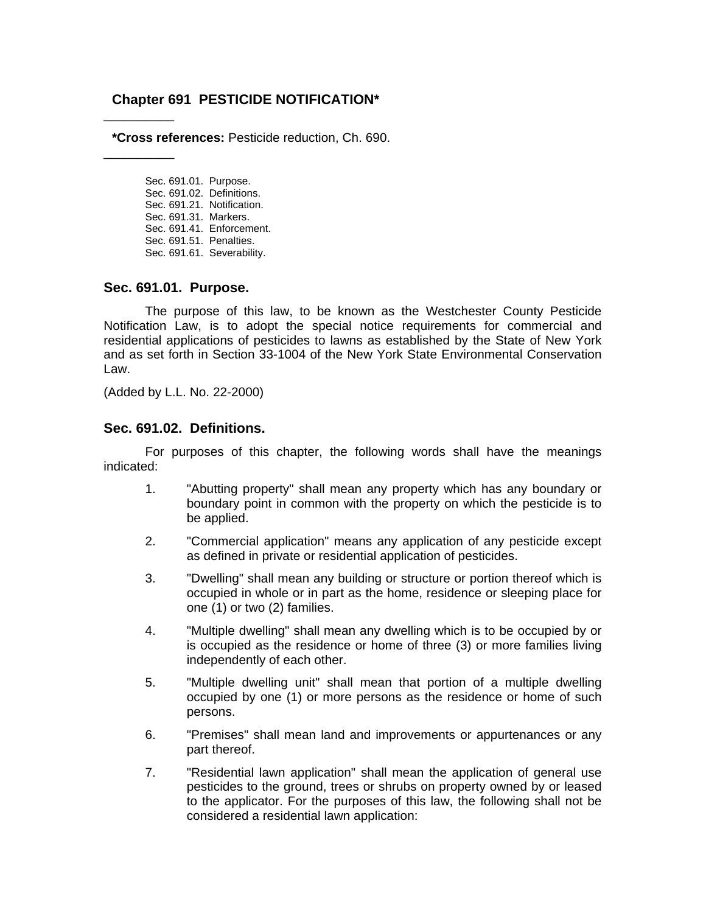# Chapter 691 PESTICIDE NOTIFICATION*

---

**\*Cross references:** Pesticide reduction, Ch. 690.

---

Sec. 691.01. Purpose.
Sec. 691.02. Definitions.
Sec. 691.21. Notification.
Sec. 691.31. Markers.
Sec. 691.41. Enforcement.
Sec. 691.51. Penalties.
Sec. 691.61. Severability.

## Sec. 691.01. Purpose.

The purpose of this law, to be known as the Westchester County Pesticide Notification Law, is to adopt the special notice requirements for commercial and residential applications of pesticides to lawns as established by the State of New York and as set forth in Section 33-1004 of the New York State Environmental Conservation Law.

(Added by L.L. No. 22-2000)

## Sec. 691.02. Definitions.

For purposes of this chapter, the following words shall have the meanings indicated:

1. "Abutting property" shall mean any property which has any boundary or boundary point in common with the property on which the pesticide is to be applied.
2. "Commercial application" means any application of any pesticide except as defined in private or residential application of pesticides.
3. "Dwelling" shall mean any building or structure or portion thereof which is occupied in whole or in part as the home, residence or sleeping place for one (1) or two (2) families.
4. "Multiple dwelling" shall mean any dwelling which is to be occupied by or is occupied as the residence or home of three (3) or more families living independently of each other.
5. "Multiple dwelling unit" shall mean that portion of a multiple dwelling occupied by one (1) or more persons as the residence or home of such persons.
6. "Premises" shall mean land and improvements or appurtenances or any part thereof.
7. "Residential lawn application" shall mean the application of general use pesticides to the ground, trees or shrubs on property owned by or leased to the applicator. For the purposes of this law, the following shall not be considered a residential lawn application: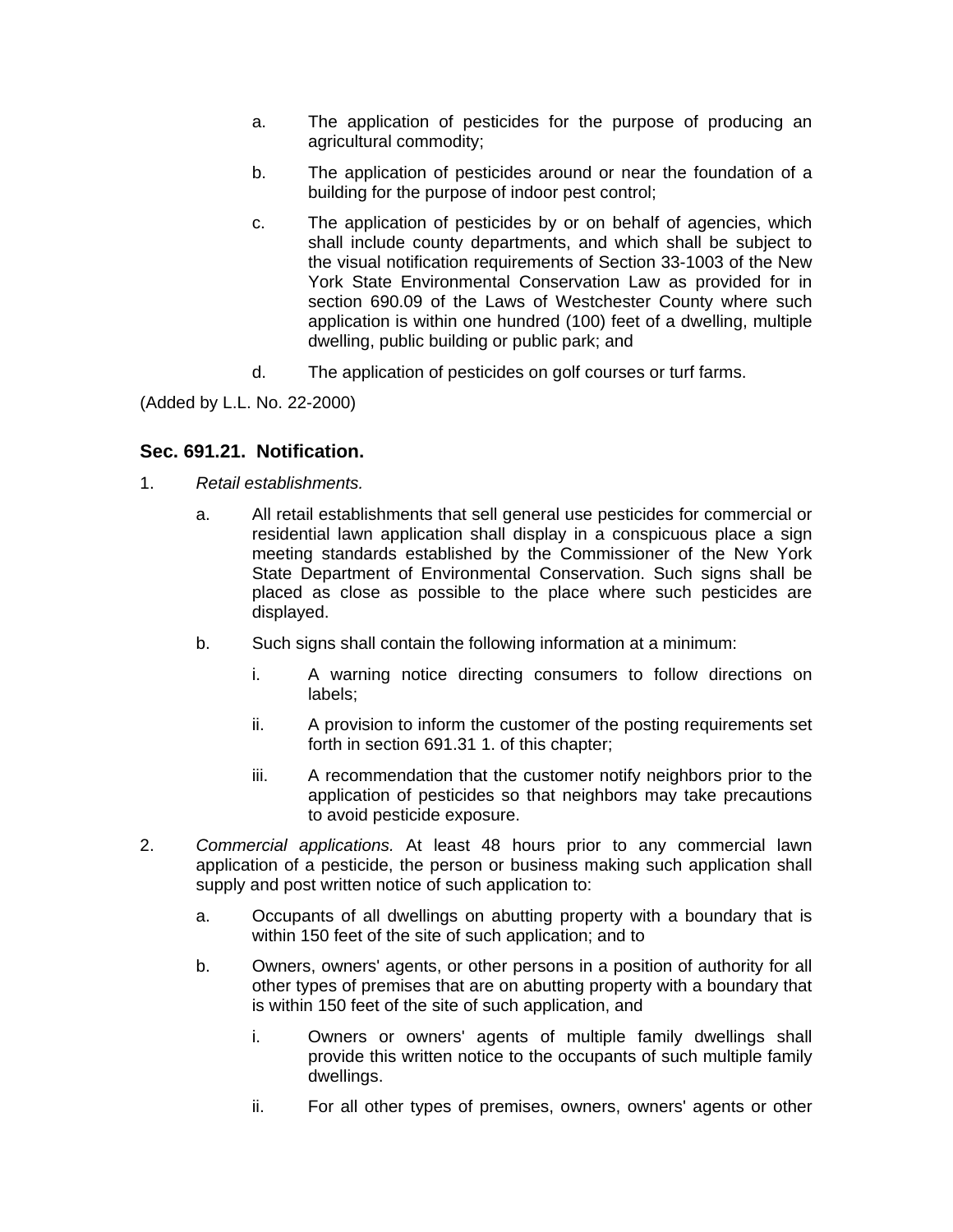a. The application of pesticides for the purpose of producing an agricultural commodity;

b. The application of pesticides around or near the foundation of a building for the purpose of indoor pest control;

c. The application of pesticides by or on behalf of agencies, which shall include county departments, and which shall be subject to the visual notification requirements of Section 33-1003 of the New York State Environmental Conservation Law as provided for in section 690.09 of the Laws of Westchester County where such application is within one hundred (100) feet of a dwelling, multiple dwelling, public building or public park; and

d. The application of pesticides on golf courses or turf farms.

(Added by L.L. No. 22-2000)

### Sec. 691.21. Notification.

1. *Retail establishments.*

   a. All retail establishments that sell general use pesticides for commercial or residential lawn application shall display in a conspicuous place a sign meeting standards established by the Commissioner of the New York State Department of Environmental Conservation. Such signs shall be placed as close as possible to the place where such pesticides are displayed.

   b. Such signs shall contain the following information at a minimum:

      i. A warning notice directing consumers to follow directions on labels;

      ii. A provision to inform the customer of the posting requirements set forth in section 691.31 1. of this chapter;

      iii. A recommendation that the customer notify neighbors prior to the application of pesticides so that neighbors may take precautions to avoid pesticide exposure.

2. *Commercial applications.* At least 48 hours prior to any commercial lawn application of a pesticide, the person or business making such application shall supply and post written notice of such application to:

   a. Occupants of all dwellings on abutting property with a boundary that is within 150 feet of the site of such application; and to

   b. Owners, owners' agents, or other persons in a position of authority for all other types of premises that are on abutting property with a boundary that is within 150 feet of the site of such application, and

      i. Owners or owners' agents of multiple family dwellings shall provide this written notice to the occupants of such multiple family dwellings.

      ii. For all other types of premises, owners, owners' agents or other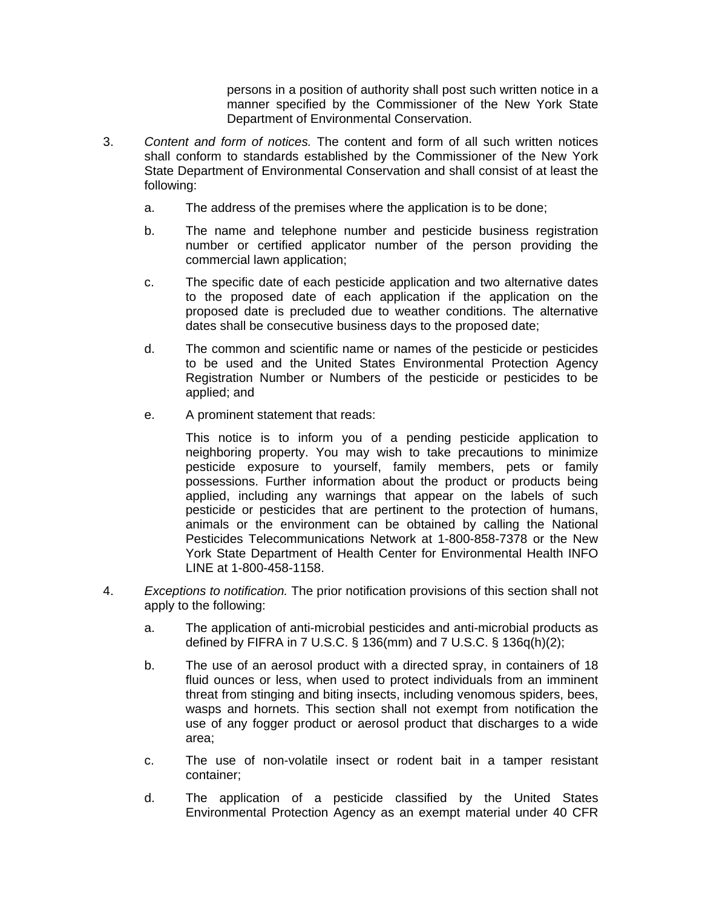persons in a position of authority shall post such written notice in a manner specified by the Commissioner of the New York State Department of Environmental Conservation.

3. *Content and form of notices.* The content and form of all such written notices shall conform to standards established by the Commissioner of the New York State Department of Environmental Conservation and shall consist of at least the following:

   a. The address of the premises where the application is to be done;

   b. The name and telephone number and pesticide business registration number or certified applicator number of the person providing the commercial lawn application;

   c. The specific date of each pesticide application and two alternative dates to the proposed date of each application if the application on the proposed date is precluded due to weather conditions. The alternative dates shall be consecutive business days to the proposed date;

   d. The common and scientific name or names of the pesticide or pesticides to be used and the United States Environmental Protection Agency Registration Number or Numbers of the pesticide or pesticides to be applied; and

   e. A prominent statement that reads:

      This notice is to inform you of a pending pesticide application to neighboring property. You may wish to take precautions to minimize pesticide exposure to yourself, family members, pets or family possessions. Further information about the product or products being applied, including any warnings that appear on the labels of such pesticide or pesticides that are pertinent to the protection of humans, animals or the environment can be obtained by calling the National Pesticides Telecommunications Network at 1-800-858-7378 or the New York State Department of Health Center for Environmental Health INFO LINE at 1-800-458-1158.

4. *Exceptions to notification.* The prior notification provisions of this section shall not apply to the following:

   a. The application of anti-microbial pesticides and anti-microbial products as defined by FIFRA in 7 U.S.C. § 136(mm) and 7 U.S.C. § 136q(h)(2);

   b. The use of an aerosol product with a directed spray, in containers of 18 fluid ounces or less, when used to protect individuals from an imminent threat from stinging and biting insects, including venomous spiders, bees, wasps and hornets. This section shall not exempt from notification the use of any fogger product or aerosol product that discharges to a wide area;

   c. The use of non-volatile insect or rodent bait in a tamper resistant container;

   d. The application of a pesticide classified by the United States Environmental Protection Agency as an exempt material under 40 CFR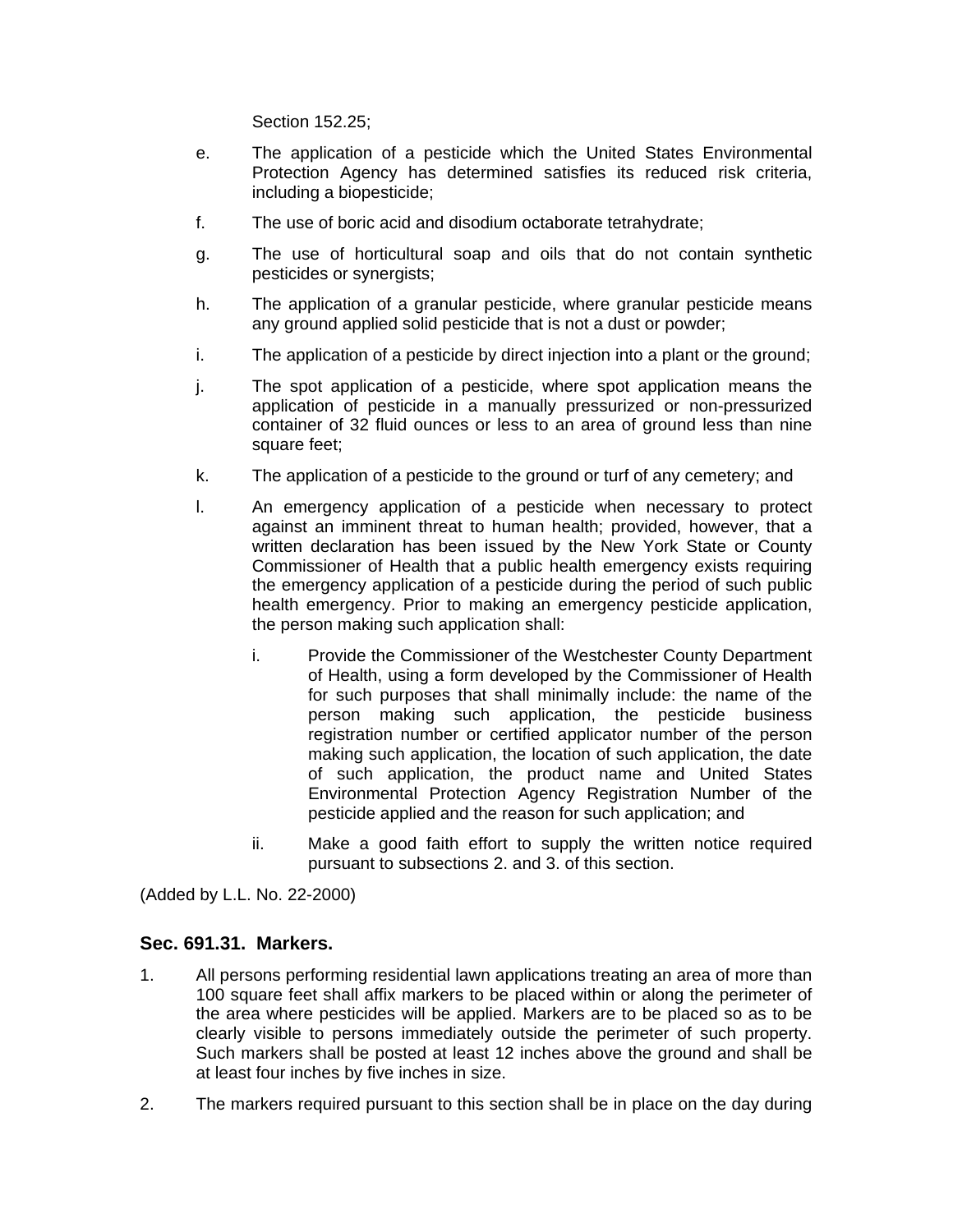Section 152.25;

e. The application of a pesticide which the United States Environmental Protection Agency has determined satisfies its reduced risk criteria, including a biopesticide;

f. The use of boric acid and disodium octaborate tetrahydrate;

g. The use of horticultural soap and oils that do not contain synthetic pesticides or synergists;

h. The application of a granular pesticide, where granular pesticide means any ground applied solid pesticide that is not a dust or powder;

i. The application of a pesticide by direct injection into a plant or the ground;

j. The spot application of a pesticide, where spot application means the application of pesticide in a manually pressurized or non-pressurized container of 32 fluid ounces or less to an area of ground less than nine square feet;

k. The application of a pesticide to the ground or turf of any cemetery; and

l. An emergency application of a pesticide when necessary to protect against an imminent threat to human health; provided, however, that a written declaration has been issued by the New York State or County Commissioner of Health that a public health emergency exists requiring the emergency application of a pesticide during the period of such public health emergency. Prior to making an emergency pesticide application, the person making such application shall:

  i. Provide the Commissioner of the Westchester County Department of Health, using a form developed by the Commissioner of Health for such purposes that shall minimally include: the name of the person making such application, the pesticide business registration number or certified applicator number of the person making such application, the location of such application, the date of such application, the product name and United States Environmental Protection Agency Registration Number of the pesticide applied and the reason for such application; and

  ii. Make a good faith effort to supply the written notice required pursuant to subsections 2. and 3. of this section.

(Added by L.L. No. 22-2000)

### Sec. 691.31. Markers.

1. All persons performing residential lawn applications treating an area of more than 100 square feet shall affix markers to be placed within or along the perimeter of the area where pesticides will be applied. Markers are to be placed so as to be clearly visible to persons immediately outside the perimeter of such property. Such markers shall be posted at least 12 inches above the ground and shall be at least four inches by five inches in size.

2. The markers required pursuant to this section shall be in place on the day during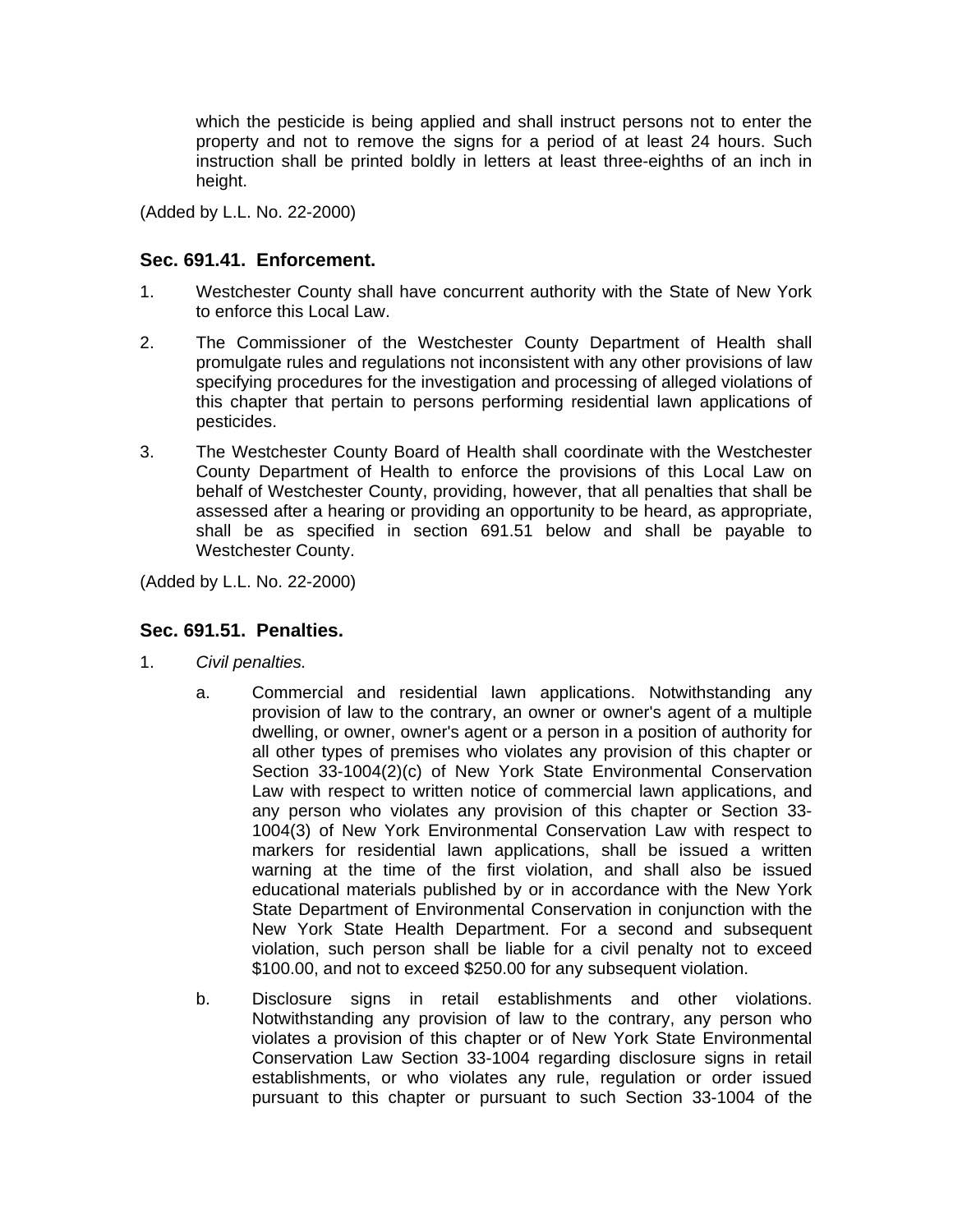which the pesticide is being applied and shall instruct persons not to enter the property and not to remove the signs for a period of at least 24 hours. Such instruction shall be printed boldly in letters at least three-eighths of an inch in height.

(Added by L.L. No. 22-2000)

### Sec. 691.41. Enforcement.

1. Westchester County shall have concurrent authority with the State of New York to enforce this Local Law.

2. The Commissioner of the Westchester County Department of Health shall promulgate rules and regulations not inconsistent with any other provisions of law specifying procedures for the investigation and processing of alleged violations of this chapter that pertain to persons performing residential lawn applications of pesticides.

3. The Westchester County Board of Health shall coordinate with the Westchester County Department of Health to enforce the provisions of this Local Law on behalf of Westchester County, providing, however, that all penalties that shall be assessed after a hearing or providing an opportunity to be heard, as appropriate, shall be as specified in section 691.51 below and shall be payable to Westchester County.

(Added by L.L. No. 22-2000)

### Sec. 691.51. Penalties.

1. *Civil penalties.*

   a. Commercial and residential lawn applications. Notwithstanding any provision of law to the contrary, an owner or owner's agent of a multiple dwelling, or owner, owner's agent or a person in a position of authority for all other types of premises who violates any provision of this chapter or Section 33-1004(2)(c) of New York State Environmental Conservation Law with respect to written notice of commercial lawn applications, and any person who violates any provision of this chapter or Section 33-1004(3) of New York Environmental Conservation Law with respect to markers for residential lawn applications, shall be issued a written warning at the time of the first violation, and shall also be issued educational materials published by or in accordance with the New York State Department of Environmental Conservation in conjunction with the New York State Health Department. For a second and subsequent violation, such person shall be liable for a civil penalty not to exceed \$100.00, and not to exceed \$250.00 for any subsequent violation.

   b. Disclosure signs in retail establishments and other violations. Notwithstanding any provision of law to the contrary, any person who violates a provision of this chapter or of New York State Environmental Conservation Law Section 33-1004 regarding disclosure signs in retail establishments, or who violates any rule, regulation or order issued pursuant to this chapter or pursuant to such Section 33-1004 of the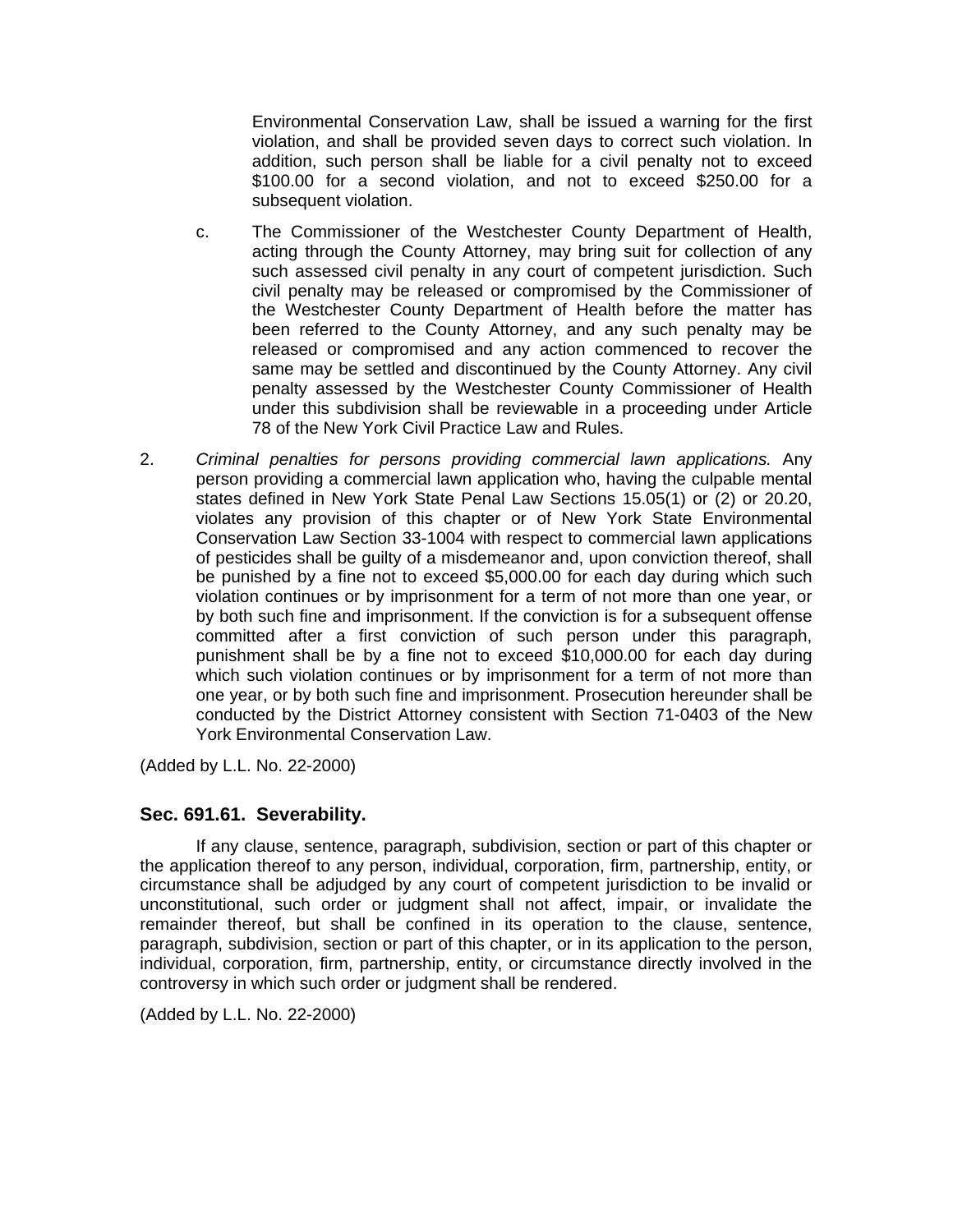Environmental Conservation Law, shall be issued a warning for the first violation, and shall be provided seven days to correct such violation. In addition, such person shall be liable for a civil penalty not to exceed $100.00 for a second violation, and not to exceed $250.00 for a subsequent violation.

c. The Commissioner of the Westchester County Department of Health, acting through the County Attorney, may bring suit for collection of any such assessed civil penalty in any court of competent jurisdiction. Such civil penalty may be released or compromised by the Commissioner of the Westchester County Department of Health before the matter has been referred to the County Attorney, and any such penalty may be released or compromised and any action commenced to recover the same may be settled and discontinued by the County Attorney. Any civil penalty assessed by the Westchester County Commissioner of Health under this subdivision shall be reviewable in a proceeding under Article 78 of the New York Civil Practice Law and Rules.

2. *Criminal penalties for persons providing commercial lawn applications.* Any person providing a commercial lawn application who, having the culpable mental states defined in New York State Penal Law Sections 15.05(1) or (2) or 20.20, violates any provision of this chapter or of New York State Environmental Conservation Law Section 33-1004 with respect to commercial lawn applications of pesticides shall be guilty of a misdemeanor and, upon conviction thereof, shall be punished by a fine not to exceed $5,000.00 for each day during which such violation continues or by imprisonment for a term of not more than one year, or by both such fine and imprisonment. If the conviction is for a subsequent offense committed after a first conviction of such person under this paragraph, punishment shall be by a fine not to exceed $10,000.00 for each day during which such violation continues or by imprisonment for a term of not more than one year, or by both such fine and imprisonment. Prosecution hereunder shall be conducted by the District Attorney consistent with Section 71-0403 of the New York Environmental Conservation Law.

(Added by L.L. No. 22-2000)

### Sec. 691.61. Severability.

If any clause, sentence, paragraph, subdivision, section or part of this chapter or the application thereof to any person, individual, corporation, firm, partnership, entity, or circumstance shall be adjudged by any court of competent jurisdiction to be invalid or unconstitutional, such order or judgment shall not affect, impair, or invalidate the remainder thereof, but shall be confined in its operation to the clause, sentence, paragraph, subdivision, section or part of this chapter, or in its application to the person, individual, corporation, firm, partnership, entity, or circumstance directly involved in the controversy in which such order or judgment shall be rendered.

(Added by L.L. No. 22-2000)